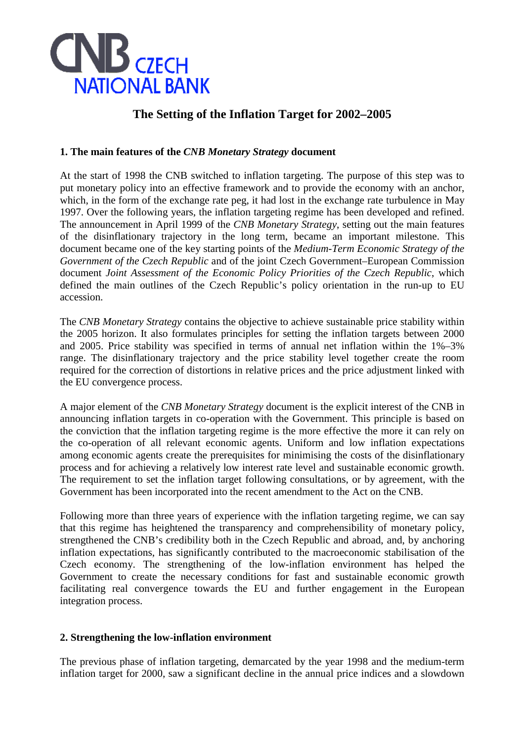# The Setting of the Inflation Target for 2002–2005

## 1. The main features of the *CNB Monetary Strategy* document

At the start of 1998 the CNB switched to inflation targeting. The purpose of this step was to put monetary policy into an effective framework and to provide the economy with an anchor, which, in the form of the exchange rate peg, it had lost in the exchange rate turbulence in May 1997. Over the following years, the inflation targeting regime has been developed and refined. The announcement in April 1999 of the *CNB Monetary Strategy*, setting out the main features of the disinflationary trajectory in the long term, became an important milestone. This document became one of the key starting points of the *Medium-Term Economic Strategy of the Government of the Czech Republic* and of the joint Czech Government–European Commission document *Joint Assessment of the Economic Policy Priorities of the Czech Republic*, which defined the main outlines of the Czech Republic's policy orientation in the run-up to EU accession.

The *CNB Monetary Strategy* contains the objective to achieve sustainable price stability within the 2005 horizon. It also formulates principles for setting the inflation targets between 2000 and 2005. Price stability was specified in terms of annual net inflation within the 1%–3% range. The disinflationary trajectory and the price stability level together create the room required for the correction of distortions in relative prices and the price adjustment linked with the EU convergence process.

A major element of the *CNB Monetary Strategy* document is the explicit interest of the CNB in announcing inflation targets in co-operation with the Government. This principle is based on the conviction that the inflation targeting regime is the more effective the more it can rely on the co-operation of all relevant economic agents. Uniform and low inflation expectations among economic agents create the prerequisites for minimising the costs of the disinflationary process and for achieving a relatively low interest rate level and sustainable economic growth. The requirement to set the inflation target following consultations, or by agreement, with the Government has been incorporated into the recent amendment to the Act on the CNB.

Following more than three years of experience with the inflation targeting regime, we can say that this regime has heightened the transparency and comprehensibility of monetary policy, strengthened the CNB's credibility both in the Czech Republic and abroad, and, by anchoring inflation expectations, has significantly contributed to the macroeconomic stabilisation of the Czech economy. The strengthening of the low-inflation environment has helped the Government to create the necessary conditions for fast and sustainable economic growth facilitating real convergence towards the EU and further engagement in the European integration process.

## 2. Strengthening the low-inflation environment

The previous phase of inflation targeting, demarcated by the year 1998 and the medium-term inflation target for 2000, saw a significant decline in the annual price indices and a slowdown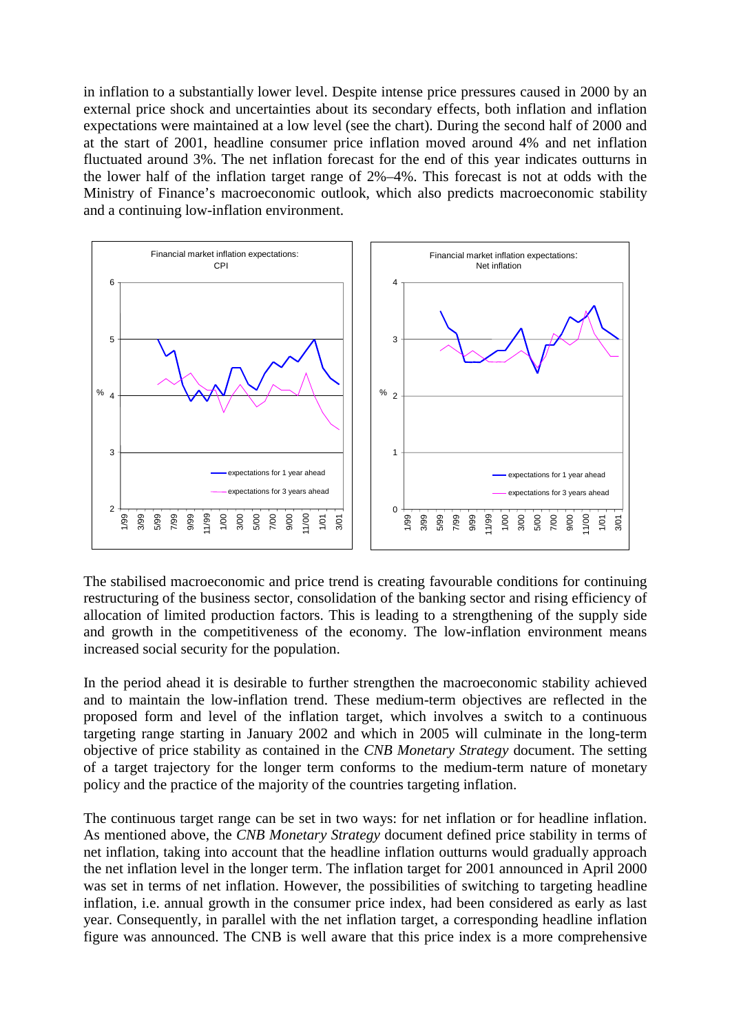in inflation to a substantially lower level. Despite intense price pressures caused in 2000 by an external price shock and uncertainties about its secondary effects, both inflation and inflation expectations were maintained at a low level (see the chart). During the second half of 2000 and at the start of 2001, headline consumer price inflation moved around 4% and net inflation fluctuated around 3%. The net inflation forecast for the end of this year indicates outturns in the lower half of the inflation target range of 2%–4%. This forecast is not at odds with the Ministry of Finance's macroeconomic outlook, which also predicts macroeconomic stability and a continuing low-inflation environment.

The stabilised macroeconomic and price trend is creating favourable conditions for continuing restructuring of the business sector, consolidation of the banking sector and rising efficiency of allocation of limited production factors. This is leading to a strengthening of the supply side and growth in the competitiveness of the economy. The low-inflation environment means increased social security for the population.

In the period ahead it is desirable to further strengthen the macroeconomic stability achieved and to maintain the low-inflation trend. These medium-term objectives are reflected in the proposed form and level of the inflation target, which involves a switch to a continuous targeting range starting in January 2002 and which in 2005 will culminate in the long-term objective of price stability as contained in the *CNB Monetary Strategy* document. The setting of a target trajectory for the longer term conforms to the medium-term nature of monetary policy and the practice of the majority of the countries targeting inflation.

The continuous target range can be set in two ways: for net inflation or for headline inflation. As mentioned above, the *CNB Monetary Strategy* document defined price stability in terms of net inflation, taking into account that the headline inflation outturns would gradually approach the net inflation level in the longer term. The inflation target for 2001 announced in April 2000 was set in terms of net inflation. However, the possibilities of switching to targeting headline inflation, i.e. annual growth in the consumer price index, had been considered as early as last year. Consequently, in parallel with the net inflation target, a corresponding headline inflation figure was announced. The CNB is well aware that this price index is a more comprehensive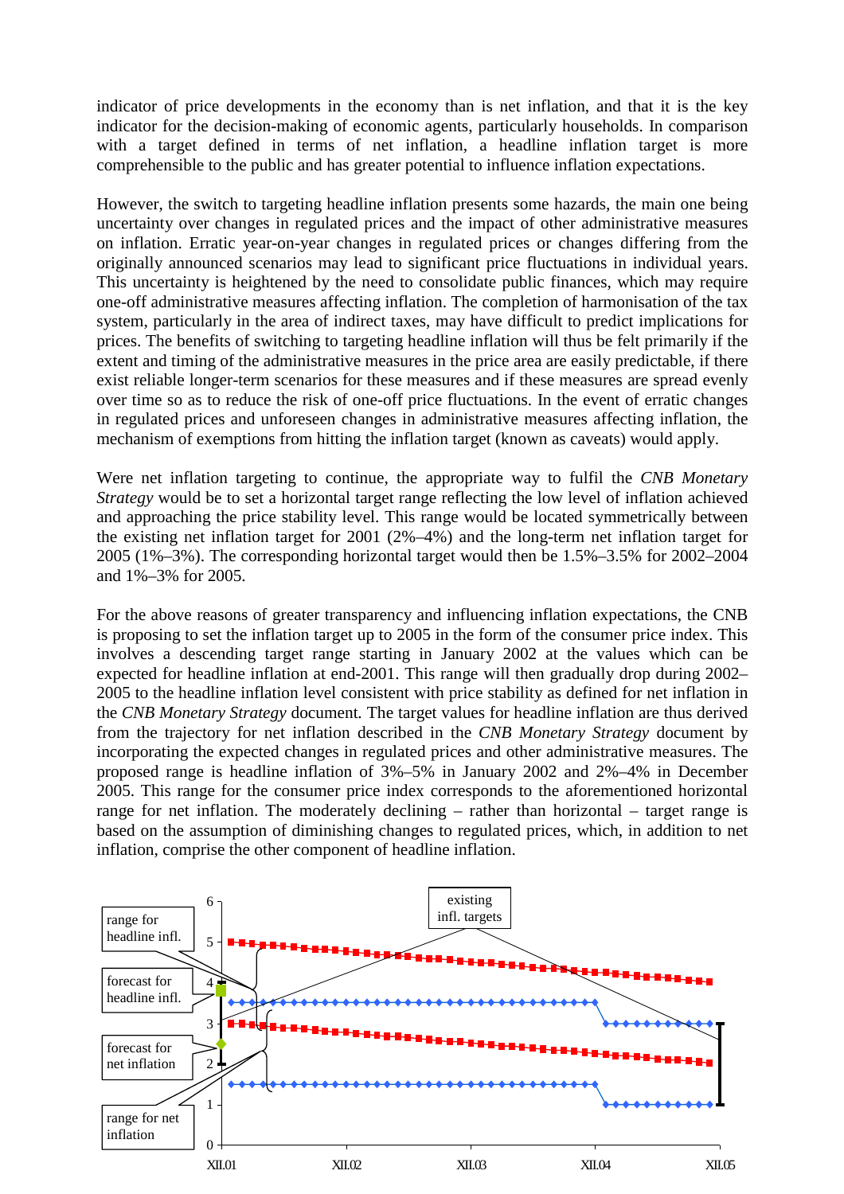indicator of price developments in the economy than is net inflation, and that it is the key indicator for the decision-making of economic agents, particularly households. In comparison with a target defined in terms of net inflation, a headline inflation target is more comprehensible to the public and has greater potential to influence inflation expectations.

However, the switch to targeting headline inflation presents some hazards, the main one being uncertainty over changes in regulated prices and the impact of other administrative measures on inflation. Erratic year-on-year changes in regulated prices or changes differing from the originally announced scenarios may lead to significant price fluctuations in individual years. This uncertainty is heightened by the need to consolidate public finances, which may require one-off administrative measures affecting inflation. The completion of harmonisation of the tax system, particularly in the area of indirect taxes, may have difficult to predict implications for prices. The benefits of switching to targeting headline inflation will thus be felt primarily if the extent and timing of the administrative measures in the price area are easily predictable, if there exist reliable longer-term scenarios for these measures and if these measures are spread evenly over time so as to reduce the risk of one-off price fluctuations. In the event of erratic changes in regulated prices and unforeseen changes in administrative measures affecting inflation, the mechanism of exemptions from hitting the inflation target (known as caveats) would apply.

Were net inflation targeting to continue, the appropriate way to fulfil the *CNB Monetary Strategy* would be to set a horizontal target range reflecting the low level of inflation achieved and approaching the price stability level. This range would be located symmetrically between the existing net inflation target for 2001 (2%–4%) and the long-term net inflation target for 2005 (1%–3%). The corresponding horizontal target would then be 1.5%–3.5% for 2002–2004 and 1%–3% for 2005.

For the above reasons of greater transparency and influencing inflation expectations, the CNB is proposing to set the inflation target up to 2005 in the form of the consumer price index. This involves a descending target range starting in January 2002 at the values which can be expected for headline inflation at end-2001. This range will then gradually drop during 2002–2005 to the headline inflation level consistent with price stability as defined for net inflation in the *CNB Monetary Strategy* document. The target values for headline inflation are thus derived from the trajectory for net inflation described in the *CNB Monetary Strategy* document by incorporating the expected changes in regulated prices and other administrative measures. The proposed range is headline inflation of 3%–5% in January 2002 and 2%–4% in December 2005. This range for the consumer price index corresponds to the aforementioned horizontal range for net inflation. The moderately declining – rather than horizontal – target range is based on the assumption of diminishing changes to regulated prices, which, in addition to net inflation, comprise the other component of headline inflation.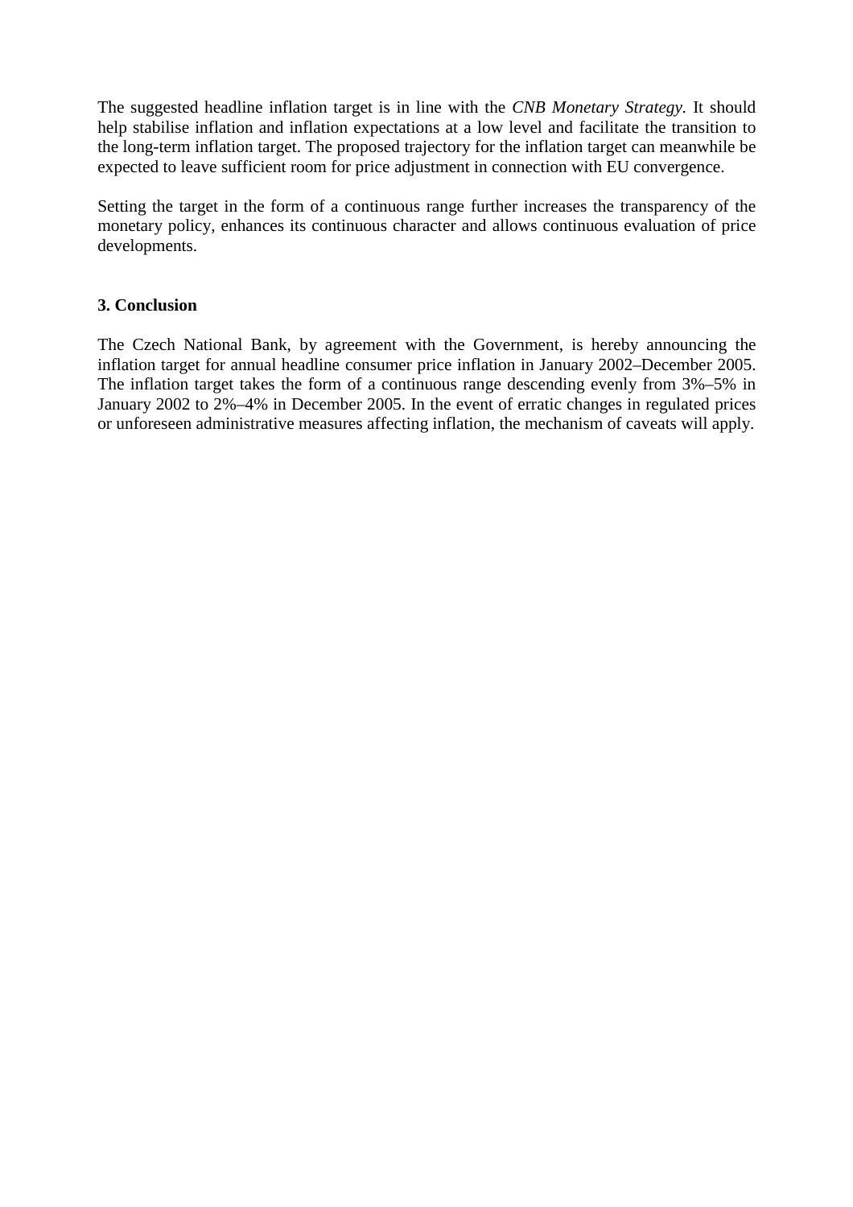The suggested headline inflation target is in line with the *CNB Monetary Strategy*. It should help stabilise inflation and inflation expectations at a low level and facilitate the transition to the long-term inflation target. The proposed trajectory for the inflation target can meanwhile be expected to leave sufficient room for price adjustment in connection with EU convergence.

Setting the target in the form of a continuous range further increases the transparency of the monetary policy, enhances its continuous character and allows continuous evaluation of price developments.

## 3. Conclusion

The Czech National Bank, by agreement with the Government, is hereby announcing the inflation target for annual headline consumer price inflation in January 2002–December 2005. The inflation target takes the form of a continuous range descending evenly from 3%–5% in January 2002 to 2%–4% in December 2005. In the event of erratic changes in regulated prices or unforeseen administrative measures affecting inflation, the mechanism of caveats will apply.